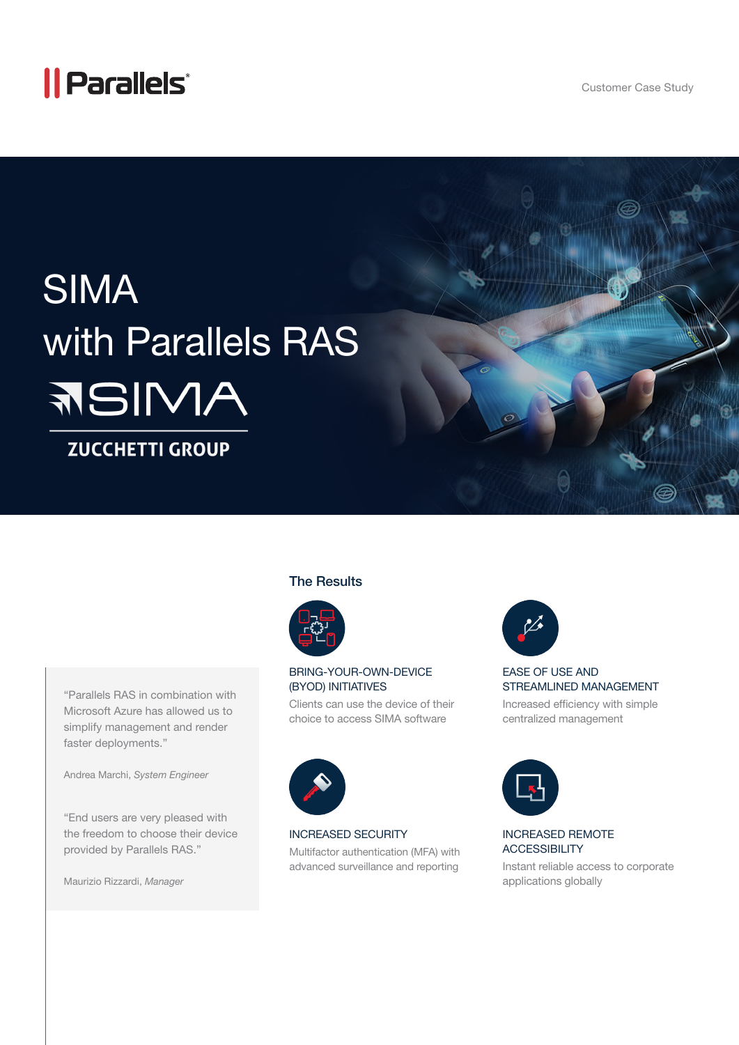Parallels

Customer Case Study

# SIMA with Parallels RAS

SIMA

ZUCCHETTI GROUP

> "Parallels RAS in combination with Microsoft Azure has allowed us to simplify management and render faster deployments."
>
> Andrea Marchi, *System Engineer*

> "End users are very pleased with the freedom to choose their device provided by Parallels RAS."
>
> Maurizio Rizzardi, *Manager*

## The Results

**BRING-YOUR-OWN-DEVICE (BYOD) INITIATIVES**

Clients can use the device of their choice to access SIMA software

**EASE OF USE AND STREAMLINED MANAGEMENT**

Increased efficiency with simple centralized management

**INCREASED SECURITY**

Multifactor authentication (MFA) with advanced surveillance and reporting

**INCREASED REMOTE ACCESSIBILITY**

Instant reliable access to corporate applications globally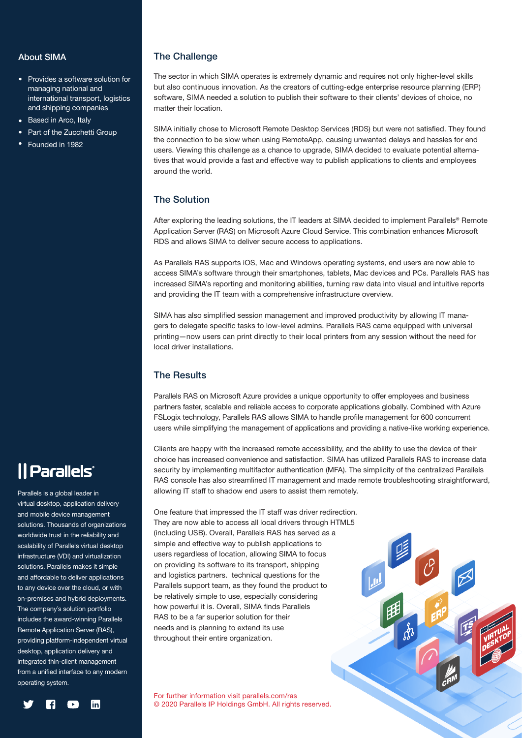## About SIMA

- Provides a software solution for managing national and international transport, logistics and shipping companies
- Based in Arco, Italy
- Part of the Zucchetti Group
- Founded in 1982

## The Challenge

The sector in which SIMA operates is extremely dynamic and requires not only higher-level skills but also continuous innovation. As the creators of cutting-edge enterprise resource planning (ERP) software, SIMA needed a solution to publish their software to their clients' devices of choice, no matter their location.

SIMA initially chose to Microsoft Remote Desktop Services (RDS) but were not satisfied. They found the connection to be slow when using RemoteApp, causing unwanted delays and hassles for end users. Viewing this challenge as a chance to upgrade, SIMA decided to evaluate potential alternatives that would provide a fast and effective way to publish applications to clients and employees around the world.

## The Solution

After exploring the leading solutions, the IT leaders at SIMA decided to implement Parallels® Remote Application Server (RAS) on Microsoft Azure Cloud Service. This combination enhances Microsoft RDS and allows SIMA to deliver secure access to applications.

As Parallels RAS supports iOS, Mac and Windows operating systems, end users are now able to access SIMA's software through their smartphones, tablets, Mac devices and PCs. Parallels RAS has increased SIMA's reporting and monitoring abilities, turning raw data into visual and intuitive reports and providing the IT team with a comprehensive infrastructure overview.

SIMA has also simplified session management and improved productivity by allowing IT managers to delegate specific tasks to low-level admins. Parallels RAS came equipped with universal printing—now users can print directly to their local printers from any session without the need for local driver installations.

## The Results

Parallels RAS on Microsoft Azure provides a unique opportunity to offer employees and business partners faster, scalable and reliable access to corporate applications globally. Combined with Azure FSLogix technology, Parallels RAS allows SIMA to handle profile management for 600 concurrent users while simplifying the management of applications and providing a native-like working experience.

Clients are happy with the increased remote accessibility, and the ability to use the device of their choice has increased convenience and satisfaction. SIMA has utilized Parallels RAS to increase data security by implementing multifactor authentication (MFA). The simplicity of the centralized Parallels RAS console has also streamlined IT management and made remote troubleshooting straightforward, allowing IT staff to shadow end users to assist them remotely.

One feature that impressed the IT staff was driver redirection. They are now able to access all local drivers through HTML5 (including USB). Overall, Parallels RAS has served as a simple and effective way to publish applications to users regardless of location, allowing SIMA to focus on providing its software to its transport, shipping and logistics partners. technical questions for the Parallels support team, as they found the product to be relatively simple to use, especially considering how powerful it is. Overall, SIMA finds Parallels RAS to be a far superior solution for their needs and is planning to extend its use throughout their entire organization.

**Parallels**

Parallels is a global leader in virtual desktop, application delivery and mobile device management solutions. Thousands of organizations worldwide trust in the reliability and scalability of Parallels virtual desktop infrastructure (VDI) and virtualization solutions. Parallels makes it simple and affordable to deliver applications to any device over the cloud, or with on-premises and hybrid deployments. The company's solution portfolio includes the award-winning Parallels Remote Application Server (RAS), providing platform-independent virtual desktop, application delivery and integrated thin-client management from a unified interface to any modern operating system.

For further information visit parallels.com/ras
© 2020 Parallels IP Holdings GmbH. All rights reserved.